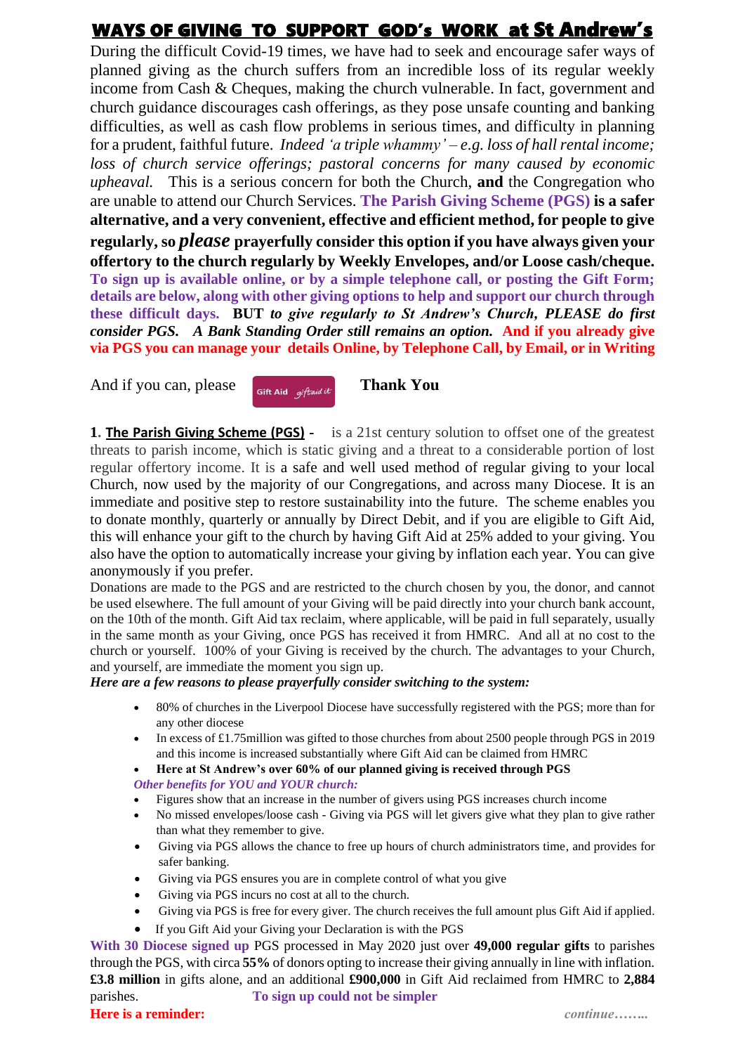# WAYS OF GIVING TO SUPPORT GOD's WORK at St Andrew's

During the difficult Covid-19 times, we have had to seek and encourage safer ways of planned giving as the church suffers from an incredible loss of its regular weekly income from Cash & Cheques, making the church vulnerable. In fact, government and church guidance discourages cash offerings, as they pose unsafe counting and banking difficulties, as well as cash flow problems in serious times, and difficulty in planning for a prudent, faithful future. *Indeed 'a triple whammy' – e.g. loss of hall rental income; loss of church service offerings; pastoral concerns for many caused by economic upheaval.* This is a serious concern for both the Church, **and** the Congregation who are unable to attend our Church Services. **The Parish Giving Scheme (PGS) is a safer alternative, and a very convenient, effective and efficient method, for people to give regularly, so *please* prayerfully consider this option if you have always given your offertory to the church regularly by Weekly Envelopes, and/or Loose cash/cheque.** **To sign up is available online, or by a simple telephone call, or posting the Gift Form; details are below, along with other giving options to help and support our church through these difficult days.** **BUT *to give regularly to St Andrew's Church, PLEASE do first consider PGS. A Bank Standing Order still remains an option.*** **And if you already give via PGS you can manage your details Online, by Telephone Call, by Email, or in Writing**

And if you can, please Gift Aid *giftaid it* **Thank You**

**1. The Parish Giving Scheme (PGS) -** is a 21st century solution to offset one of the greatest threats to parish income, which is static giving and a threat to a considerable portion of lost regular offertory income. It is a safe and well used method of regular giving to your local Church, now used by the majority of our Congregations, and across many Diocese. It is an immediate and positive step to restore sustainability into the future. The scheme enables you to donate monthly, quarterly or annually by Direct Debit, and if you are eligible to Gift Aid, this will enhance your gift to the church by having Gift Aid at 25% added to your giving. You also have the option to automatically increase your giving by inflation each year. You can give anonymously if you prefer.

Donations are made to the PGS and are restricted to the church chosen by you, the donor, and cannot be used elsewhere. The full amount of your Giving will be paid directly into your church bank account, on the 10th of the month. Gift Aid tax reclaim, where applicable, will be paid in full separately, usually in the same month as your Giving, once PGS has received it from HMRC. And all at no cost to the church or yourself. 100% of your Giving is received by the church. The advantages to your Church, and yourself, are immediate the moment you sign up.

***Here are a few reasons to please prayerfully consider switching to the system:***

- 80% of churches in the Liverpool Diocese have successfully registered with the PGS; more than for any other diocese
- In excess of £1.75million was gifted to those churches from about 2500 people through PGS in 2019 and this income is increased substantially where Gift Aid can be claimed from HMRC
- **Here at St Andrew's over 60% of our planned giving is received through PGS**

***Other benefits for YOU and YOUR church:***

- Figures show that an increase in the number of givers using PGS increases church income
- No missed envelopes/loose cash - Giving via PGS will let givers give what they plan to give rather than what they remember to give.
- Giving via PGS allows the chance to free up hours of church administrators time, and provides for safer banking.
- Giving via PGS ensures you are in complete control of what you give
- Giving via PGS incurs no cost at all to the church.
- Giving via PGS is free for every giver. The church receives the full amount plus Gift Aid if applied.
- If you Gift Aid your Giving your Declaration is with the PGS

**With 30 Diocese signed up** PGS processed in May 2020 just over **49,000 regular gifts** to parishes through the PGS, with circa **55%** of donors opting to increase their giving annually in line with inflation. **£3.8 million** in gifts alone, and an additional **£900,000** in Gift Aid reclaimed from HMRC to **2,884** parishes. **To sign up could not be simpler**

**Here is a reminder:** ***continue……..***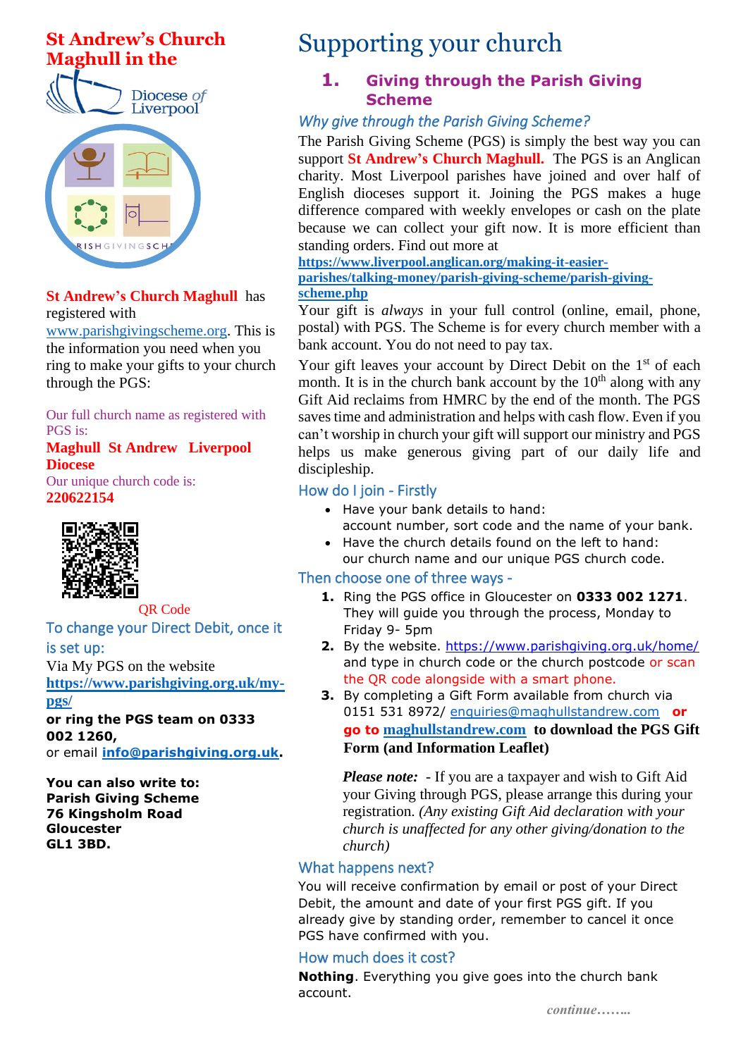# St Andrew's Church Maghull in the

Diocese of Liverpool

**St Andrew's Church Maghull** has registered with www.parishgivingscheme.org. This is the information you need when you ring to make your gifts to your church through the PGS:

Our full church name as registered with PGS is:

**Maghull St Andrew Liverpool Diocese**

Our unique church code is:

**220622154**

QR Code

### To change your Direct Debit, once it is set up:

Via My PGS on the website **https://www.parishgiving.org.uk/my-pgs/**

**or ring the PGS team on 0333 002 1260,**

or email **info@parishgiving.org.uk**.

**You can also write to:**
**Parish Giving Scheme**
**76 Kingsholm Road**
**Gloucester**
**GL1 3BD.**

# Supporting your church

## 1. Giving through the Parish Giving Scheme

### *Why give through the Parish Giving Scheme?*

The Parish Giving Scheme (PGS) is simply the best way you can support **St Andrew's Church Maghull.** The PGS is an Anglican charity. Most Liverpool parishes have joined and over half of English dioceses support it. Joining the PGS makes a huge difference compared with weekly envelopes or cash on the plate because we can collect your gift now. It is more efficient than standing orders. Find out more at **https://www.liverpool.anglican.org/making-it-easier-parishes/talking-money/parish-giving-scheme/parish-giving-scheme.php**

Your gift is *always* in your full control (online, email, phone, postal) with PGS. The Scheme is for every church member with a bank account. You do not need to pay tax.

Your gift leaves your account by Direct Debit on the 1st of each month. It is in the church bank account by the 10th along with any Gift Aid reclaims from HMRC by the end of the month. The PGS saves time and administration and helps with cash flow. Even if you can't worship in church your gift will support our ministry and PGS helps us make generous giving part of our daily life and discipleship.

### How do I join - Firstly

- Have your bank details to hand: account number, sort code and the name of your bank.
- Have the church details found on the left to hand: our church name and our unique PGS church code.

### Then choose one of three ways -

1. Ring the PGS office in Gloucester on **0333 002 1271**. They will guide you through the process, Monday to Friday 9- 5pm
2. By the website. https://www.parishgiving.org.uk/home/ and type in church code or the church postcode or scan the QR code alongside with a smart phone.
3. By completing a Gift Form available from church via 0151 531 8972/ enquiries@maghullstandrew.com **or go to maghullstandrew.com to download the PGS Gift Form (and Information Leaflet)**

***Please note:*** - If you are a taxpayer and wish to Gift Aid your Giving through PGS, please arrange this during your registration. *(Any existing Gift Aid declaration with your church is unaffected for any other giving/donation to the church)*

### What happens next?

You will receive confirmation by email or post of your Direct Debit, the amount and date of your first PGS gift. If you already give by standing order, remember to cancel it once PGS have confirmed with you.

### How much does it cost?

**Nothing**. Everything you give goes into the church bank account.

*continue……..*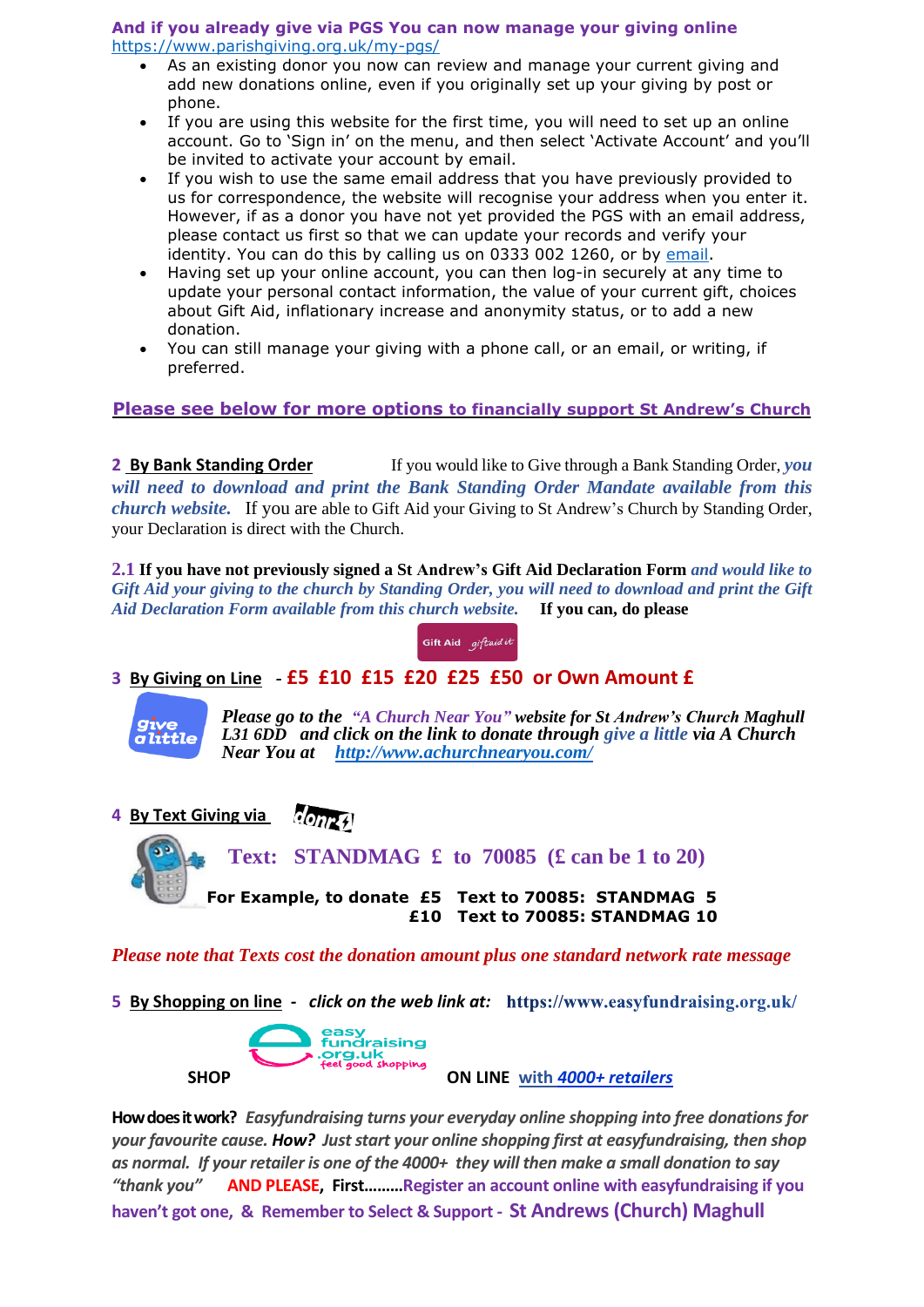**And if you already give via PGS You can now manage your giving online**
https://www.parishgiving.org.uk/my-pgs/

- As an existing donor you now can review and manage your current giving and add new donations online, even if you originally set up your giving by post or phone.
- If you are using this website for the first time, you will need to set up an online account. Go to 'Sign in' on the menu, and then select 'Activate Account' and you'll be invited to activate your account by email.
- If you wish to use the same email address that you have previously provided to us for correspondence, the website will recognise your address when you enter it. However, if as a donor you have not yet provided the PGS with an email address, please contact us first so that we can update your records and verify your identity. You can do this by calling us on 0333 002 1260, or by email.
- Having set up your online account, you can then log-in securely at any time to update your personal contact information, the value of your current gift, choices about Gift Aid, inflationary increase and anonymity status, or to add a new donation.
- You can still manage your giving with a phone call, or an email, or writing, if preferred.

**Please see below for more options to financially support St Andrew's Church**

**2 By Bank Standing Order** If you would like to Give through a Bank Standing Order, *you will need to download and print the Bank Standing Order Mandate available from this church website.* If you are able to Gift Aid your Giving to St Andrew's Church by Standing Order, your Declaration is direct with the Church.

**2.1 If you have not previously signed a St Andrew's Gift Aid Declaration Form** *and would like to Gift Aid your giving to the church by Standing Order, you will need to download and print the Gift Aid Declaration Form available from this church website.* **If you can, do please**

Gift Aid giftaid it

**3 By Giving on Line - £5 £10 £15 £20 £25 £50 or Own Amount £**

give a little

***Please go to the "A Church Near You" website for St Andrew's Church Maghull L31 6DD and click on the link to donate through give a little via A Church Near You at http://www.achurchnearyou.com/***

**4 By Text Giving via** donr

**Text: STANDMAG £ to 70085 (£ can be 1 to 20)**

**For Example, to donate £5 Text to 70085: STANDMAG 5**
**£10 Text to 70085: STANDMAG 10**

*Please note that Texts cost the donation amount plus one standard network rate message*

**5 By Shopping on line** - *click on the web link at:* **https://www.easyfundraising.org.uk/**

easy fundraising .org.uk feel good shopping

**SHOP** **ON LINE** with ***4000+ retailers***

**How does it work?** *Easyfundraising turns your everyday online shopping into free donations for your favourite cause.* ***How?*** *Just start your online shopping first at easyfundraising, then shop as normal. If your retailer is one of the 4000+ they will then make a small donation to say "thank you"* **AND PLEASE, First.........Register an account online with easyfundraising if you haven't got one, & Remember to Select & Support - St Andrews (Church) Maghull**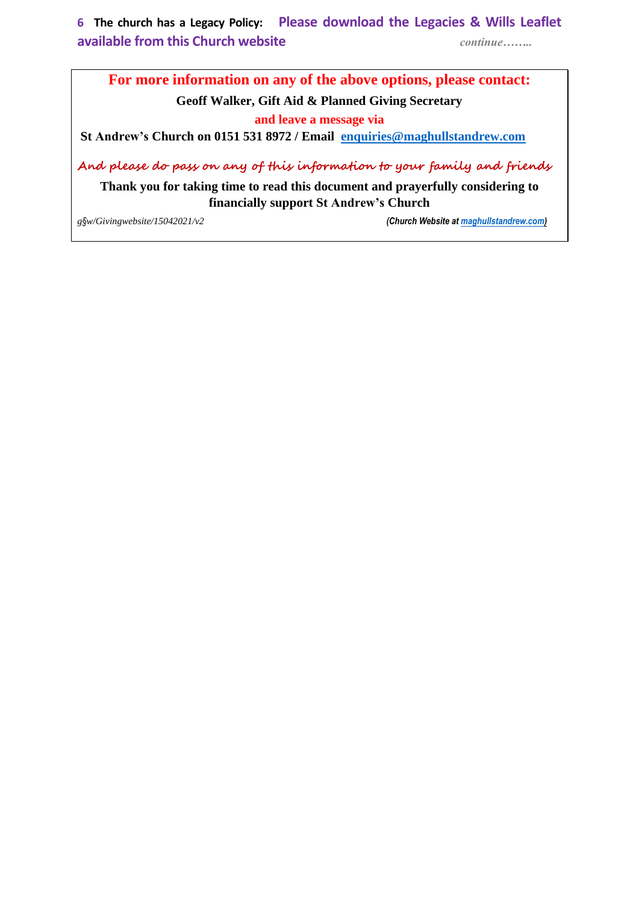**6 The church has a Legacy Policy:** **Please download the Legacies & Wills Leaflet available from this Church website**

*continue……..*

**For more information on any of the above options, please contact:**

**Geoff Walker, Gift Aid & Planned Giving Secretary**

**and leave a message via**

**St Andrew's Church on 0151 531 8972 / Email [enquiries@maghullstandrew.com](mailto:enquiries@maghullstandrew.com)**

*And please do pass on any of this information to your family and friends*

**Thank you for taking time to read this document and prayerfully considering to financially support St Andrew's Church**

*g§w/Givingwebsite/15042021/v2*

***(Church Website at [maghullstandrew.com](http://maghullstandrew.com))***